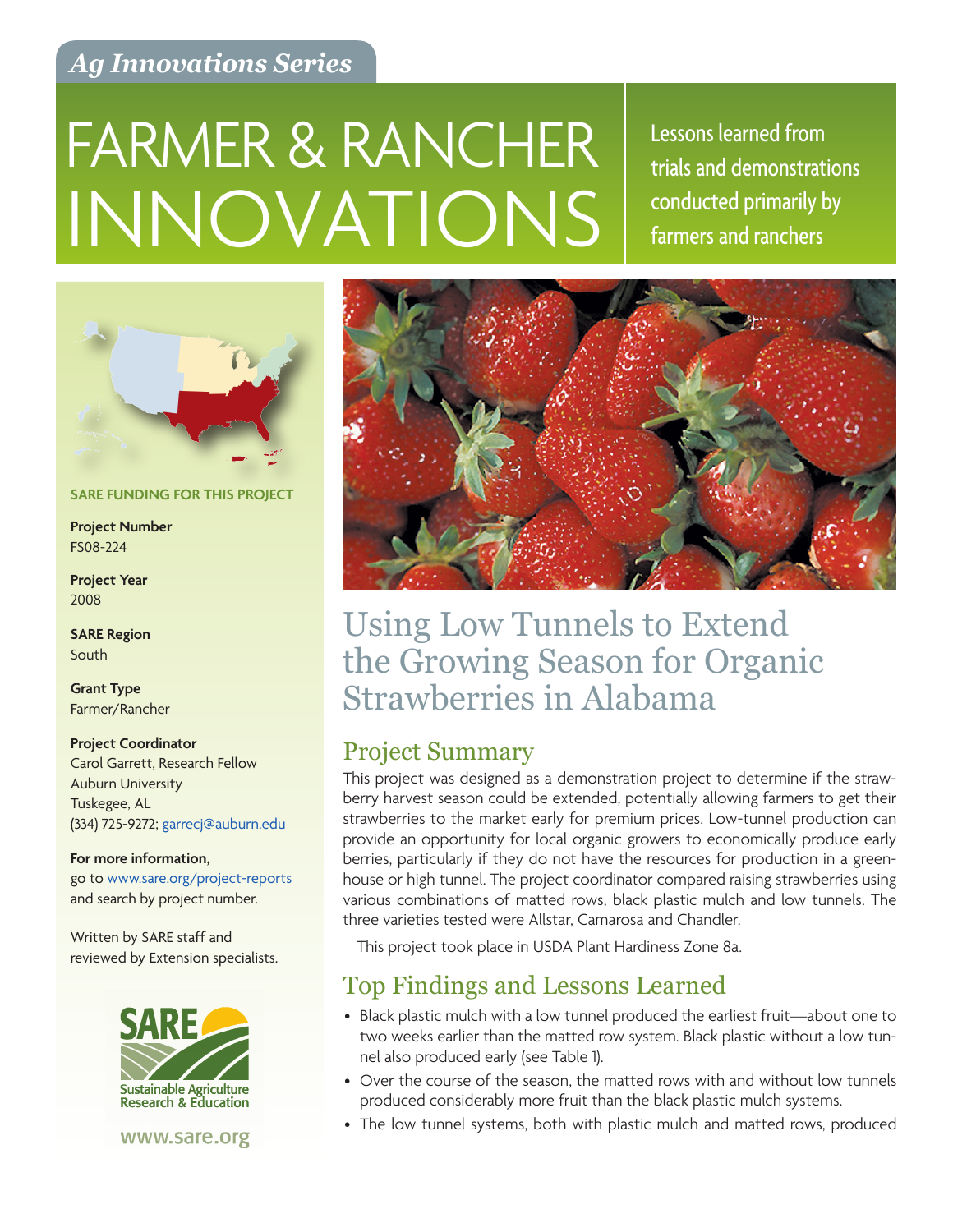*Ag Innovations Series*

# FARMER & RANCHER INNOVATIONS

Lessons learned from trials and demonstrations conducted primarily by farmers and ranchers

**SARE FUNDING FOR THIS PROJECT**

**Project Number**
FS08-224

**Project Year**
2008

**SARE Region**
South

**Grant Type**
Farmer/Rancher

**Project Coordinator**
Carol Garrett, Research Fellow
Auburn University
Tuskegee, AL
(334) 725-9272; garrecj@auburn.edu

**For more information,**
go to www.sare.org/project-reports and search by project number.

Written by SARE staff and reviewed by Extension specialists.

Sustainable Agriculture Research & Education

www.sare.org

## Using Low Tunnels to Extend the Growing Season for Organic Strawberries in Alabama

### Project Summary

This project was designed as a demonstration project to determine if the strawberry harvest season could be extended, potentially allowing farmers to get their strawberries to the market early for premium prices. Low-tunnel production can provide an opportunity for local organic growers to economically produce early berries, particularly if they do not have the resources for production in a greenhouse or high tunnel. The project coordinator compared raising strawberries using various combinations of matted rows, black plastic mulch and low tunnels. The three varieties tested were Allstar, Camarosa and Chandler.

This project took place in USDA Plant Hardiness Zone 8a.

### Top Findings and Lessons Learned

- Black plastic mulch with a low tunnel produced the earliest fruit—about one to two weeks earlier than the matted row system. Black plastic without a low tunnel also produced early (see Table 1).
- Over the course of the season, the matted rows with and without low tunnels produced considerably more fruit than the black plastic mulch systems.
- The low tunnel systems, both with plastic mulch and matted rows, produced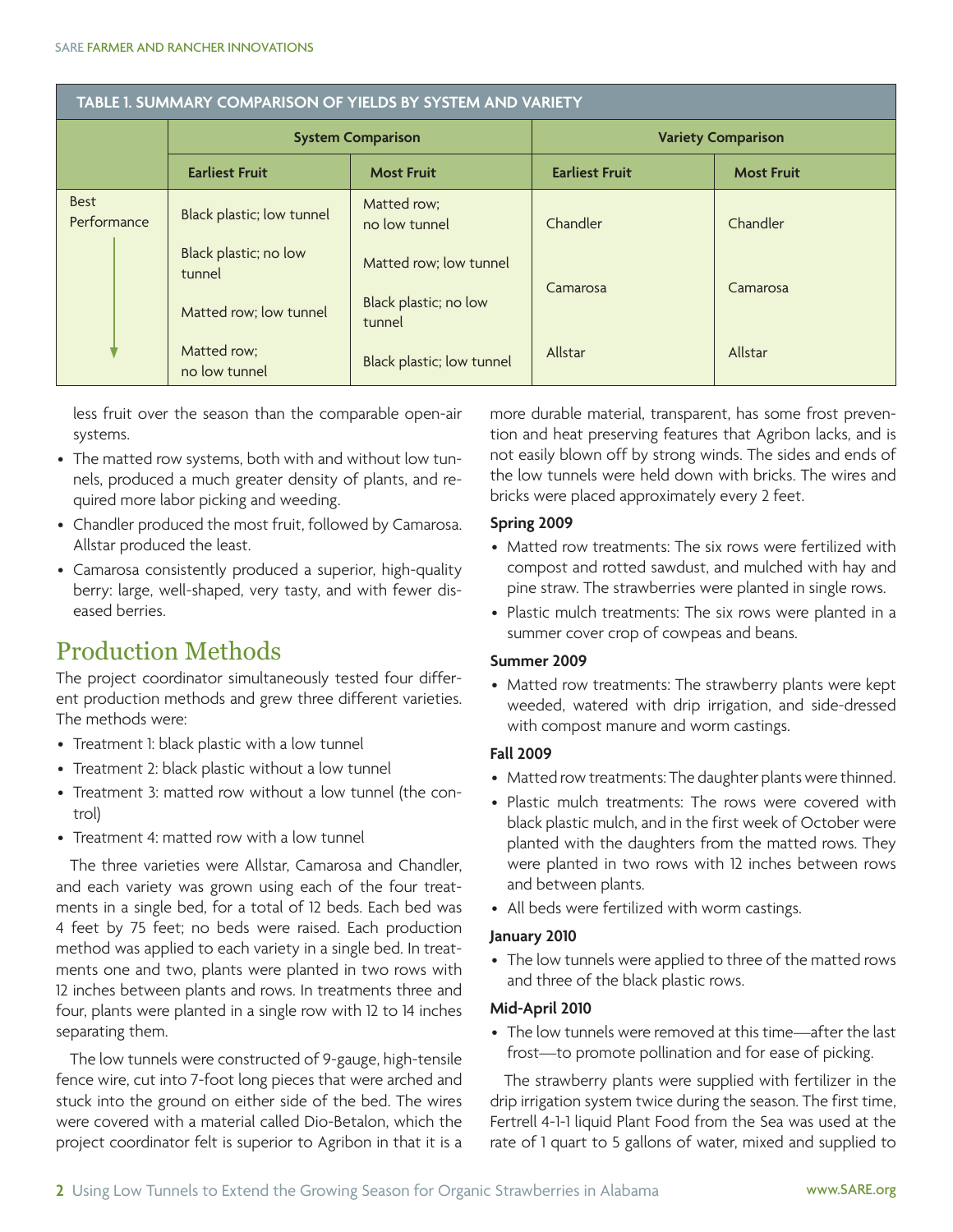**TABLE 1. SUMMARY COMPARISON OF YIELDS BY SYSTEM AND VARIETY**

| | System Comparison | | Variety Comparison | |
|---|---|---|---|---|
| | Earliest Fruit | Most Fruit | Earliest Fruit | Most Fruit |
| Best Performance | Black plastic; low tunnel | Matted row; no low tunnel | Chandler | Chandler |
| | Black plastic; no low tunnel | Matted row; low tunnel | Camarosa | Camarosa |
| | Matted row; low tunnel | Black plastic; no low tunnel | | |
| ↓ | Matted row; no low tunnel | Black plastic; low tunnel | Allstar | Allstar |

less fruit over the season than the comparable open-air systems.

- The matted row systems, both with and without low tunnels, produced a much greater density of plants, and required more labor picking and weeding.
- Chandler produced the most fruit, followed by Camarosa. Allstar produced the least.
- Camarosa consistently produced a superior, high-quality berry: large, well-shaped, very tasty, and with fewer diseased berries.

## Production Methods

The project coordinator simultaneously tested four different production methods and grew three different varieties. The methods were:

- Treatment 1: black plastic with a low tunnel
- Treatment 2: black plastic without a low tunnel
- Treatment 3: matted row without a low tunnel (the control)
- Treatment 4: matted row with a low tunnel

The three varieties were Allstar, Camarosa and Chandler, and each variety was grown using each of the four treatments in a single bed, for a total of 12 beds. Each bed was 4 feet by 75 feet; no beds were raised. Each production method was applied to each variety in a single bed. In treatments one and two, plants were planted in two rows with 12 inches between plants and rows. In treatments three and four, plants were planted in a single row with 12 to 14 inches separating them.

The low tunnels were constructed of 9-gauge, high-tensile fence wire, cut into 7-foot long pieces that were arched and stuck into the ground on either side of the bed. The wires were covered with a material called Dio-Betalon, which the project coordinator felt is superior to Agribon in that it is a more durable material, transparent, has some frost prevention and heat preserving features that Agribon lacks, and is not easily blown off by strong winds. The sides and ends of the low tunnels were held down with bricks. The wires and bricks were placed approximately every 2 feet.

**Spring 2009**

- Matted row treatments: The six rows were fertilized with compost and rotted sawdust, and mulched with hay and pine straw. The strawberries were planted in single rows.
- Plastic mulch treatments: The six rows were planted in a summer cover crop of cowpeas and beans.

**Summer 2009**

- Matted row treatments: The strawberry plants were kept weeded, watered with drip irrigation, and side-dressed with compost manure and worm castings.

**Fall 2009**

- Matted row treatments: The daughter plants were thinned.
- Plastic mulch treatments: The rows were covered with black plastic mulch, and in the first week of October were planted with the daughters from the matted rows. They were planted in two rows with 12 inches between rows and between plants.
- All beds were fertilized with worm castings.

**January 2010**

- The low tunnels were applied to three of the matted rows and three of the black plastic rows.

**Mid-April 2010**

- The low tunnels were removed at this time—after the last frost—to promote pollination and for ease of picking.

The strawberry plants were supplied with fertilizer in the drip irrigation system twice during the season. The first time, Fertrell 4-1-1 liquid Plant Food from the Sea was used at the rate of 1 quart to 5 gallons of water, mixed and supplied to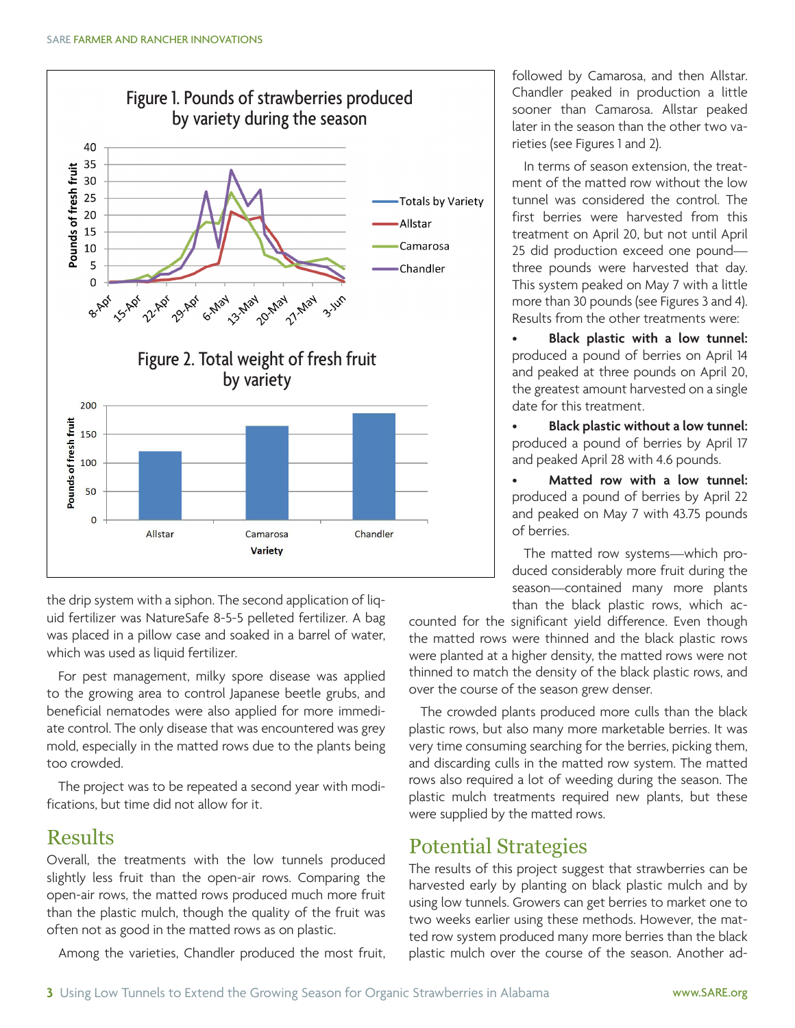Figure 1. Pounds of strawberries produced by variety during the season

Figure 2. Total weight of fresh fruit by variety

the drip system with a siphon. The second application of liquid fertilizer was NatureSafe 8-5-5 pelleted fertilizer. A bag was placed in a pillow case and soaked in a barrel of water, which was used as liquid fertilizer.

For pest management, milky spore disease was applied to the growing area to control Japanese beetle grubs, and beneficial nematodes were also applied for more immediate control. The only disease that was encountered was grey mold, especially in the matted rows due to the plants being too crowded.

The project was to be repeated a second year with modifications, but time did not allow for it.

## Results

Overall, the treatments with the low tunnels produced slightly less fruit than the open-air rows. Comparing the open-air rows, the matted rows produced much more fruit than the plastic mulch, though the quality of the fruit was often not as good in the matted rows as on plastic.

Among the varieties, Chandler produced the most fruit, followed by Camarosa, and then Allstar. Chandler peaked in production a little sooner than Camarosa. Allstar peaked later in the season than the other two varieties (see Figures 1 and 2).

In terms of season extension, the treatment of the matted row without the low tunnel was considered the control. The first berries were harvested from this treatment on April 20, but not until April 25 did production exceed one pound—three pounds were harvested that day. This system peaked on May 7 with a little more than 30 pounds (see Figures 3 and 4). Results from the other treatments were:

- **Black plastic with a low tunnel:** produced a pound of berries on April 14 and peaked at three pounds on April 20, the greatest amount harvested on a single date for this treatment.
- **Black plastic without a low tunnel:** produced a pound of berries by April 17 and peaked April 28 with 4.6 pounds.
- **Matted row with a low tunnel:** produced a pound of berries by April 22 and peaked on May 7 with 43.75 pounds of berries.

The matted row systems—which produced considerably more fruit during the season—contained many more plants than the black plastic rows, which accounted for the significant yield difference. Even though the matted rows were thinned and the black plastic rows were planted at a higher density, the matted rows were not thinned to match the density of the black plastic rows, and over the course of the season grew denser.

The crowded plants produced more culls than the black plastic rows, but also many more marketable berries. It was very time consuming searching for the berries, picking them, and discarding culls in the matted row system. The matted rows also required a lot of weeding during the season. The plastic mulch treatments required new plants, but these were supplied by the matted rows.

## Potential Strategies

The results of this project suggest that strawberries can be harvested early by planting on black plastic mulch and by using low tunnels. Growers can get berries to market one to two weeks earlier using these methods. However, the matted row system produced many more berries than the black plastic mulch over the course of the season. Another ad-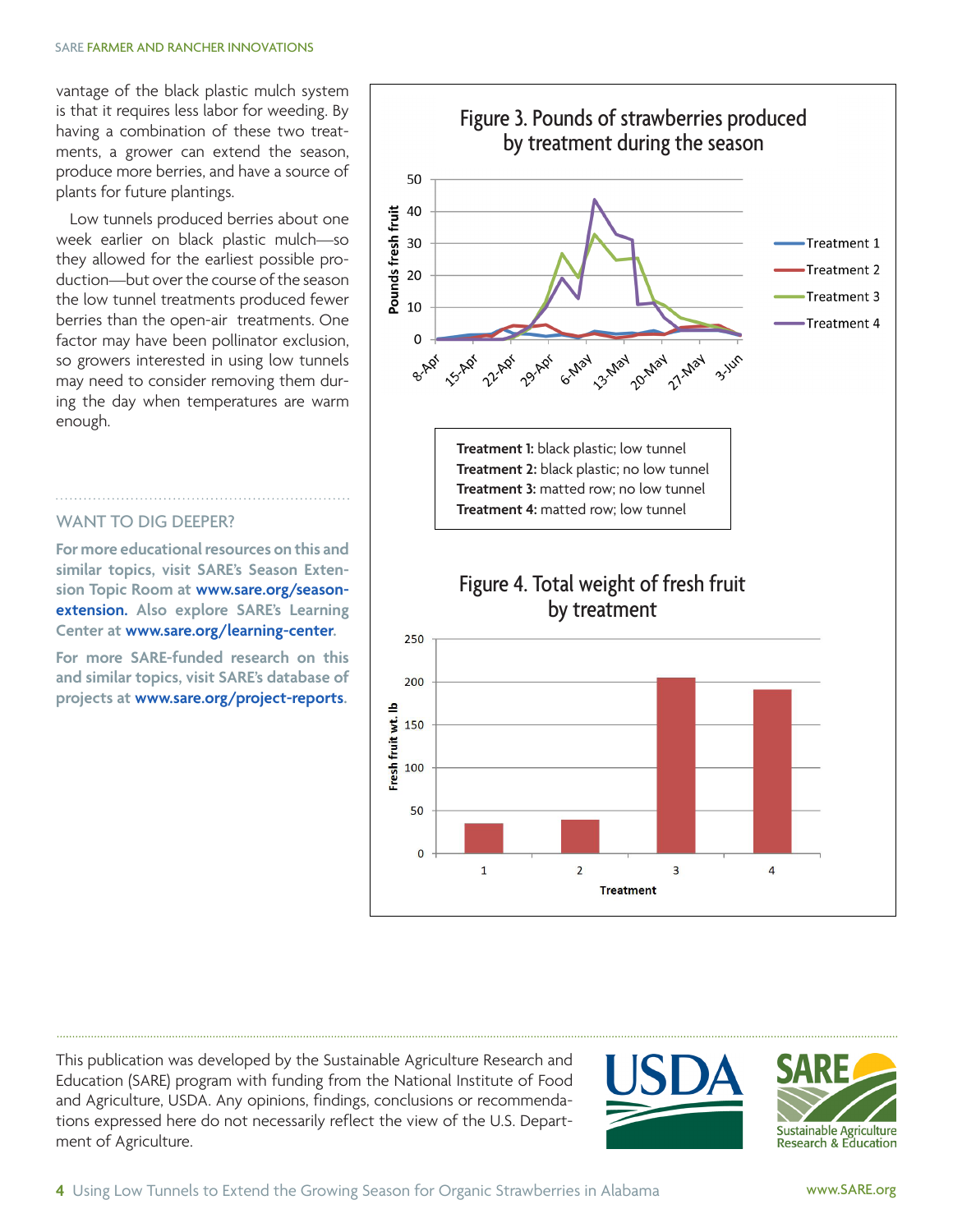vantage of the black plastic mulch system is that it requires less labor for weeding. By having a combination of these two treatments, a grower can extend the season, produce more berries, and have a source of plants for future plantings.

Low tunnels produced berries about one week earlier on black plastic mulch—so they allowed for the earliest possible production—but over the course of the season the low tunnel treatments produced fewer berries than the open-air treatments. One factor may have been pollinator exclusion, so growers interested in using low tunnels may need to consider removing them during the day when temperatures are warm enough.

Figure 3. Pounds of strawberries produced by treatment during the season

Pounds fresh fruit

0
10
20
30
40
50

8-Apr
15-Apr
22-Apr
29-Apr
6-May
13-May
20-May
27-May
3-Jun

Treatment 1
Treatment 2
Treatment 3
Treatment 4

**Treatment 1:** black plastic; low tunnel
**Treatment 2:** black plastic; no low tunnel
**Treatment 3:** matted row; no low tunnel
**Treatment 4:** matted row; low tunnel

Figure 4. Total weight of fresh fruit by treatment

Fresh fruit wt. lb

0
50
100
150
200
250

1
2
3
4

Treatment

## WANT TO DIG DEEPER?

**For more educational resources on this and similar topics, visit SARE's Season Extension Topic Room at www.sare.org/season-extension. Also explore SARE's Learning Center at www.sare.org/learning-center.**

**For more SARE-funded research on this and similar topics, visit SARE's database of projects at www.sare.org/project-reports.**

This publication was developed by the Sustainable Agriculture Research and Education (SARE) program with funding from the National Institute of Food and Agriculture, USDA. Any opinions, findings, conclusions or recommendations expressed here do not necessarily reflect the view of the U.S. Department of Agriculture.